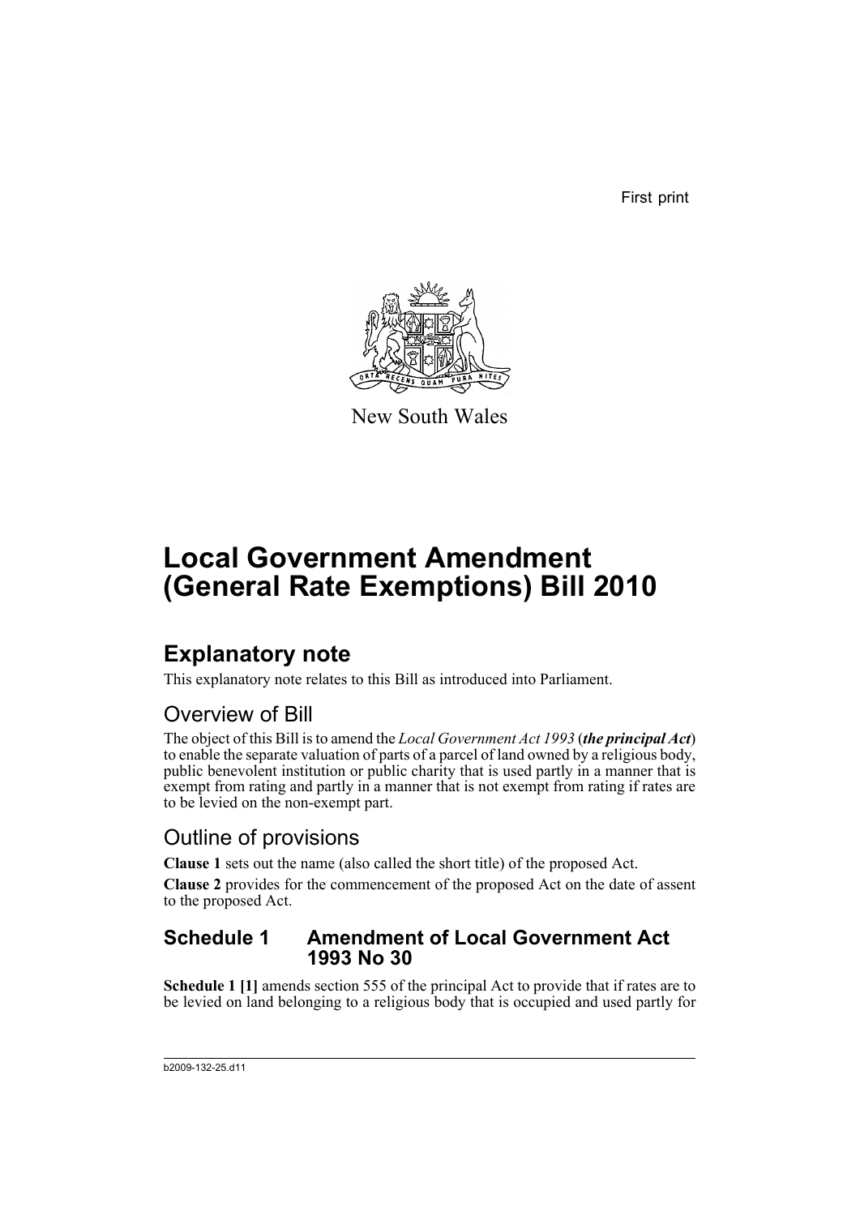First print

New South Wales

# Local Government Amendment (General Rate Exemptions) Bill 2010

## Explanatory note

This explanatory note relates to this Bill as introduced into Parliament.

### Overview of Bill

The object of this Bill is to amend the *Local Government Act 1993* (***the principal Act***) to enable the separate valuation of parts of a parcel of land owned by a religious body, public benevolent institution or public charity that is used partly in a manner that is exempt from rating and partly in a manner that is not exempt from rating if rates are to be levied on the non-exempt part.

### Outline of provisions

**Clause 1** sets out the name (also called the short title) of the proposed Act.

**Clause 2** provides for the commencement of the proposed Act on the date of assent to the proposed Act.

### Schedule 1 Amendment of Local Government Act 1993 No 30

**Schedule 1 [1]** amends section 555 of the principal Act to provide that if rates are to be levied on land belonging to a religious body that is occupied and used partly for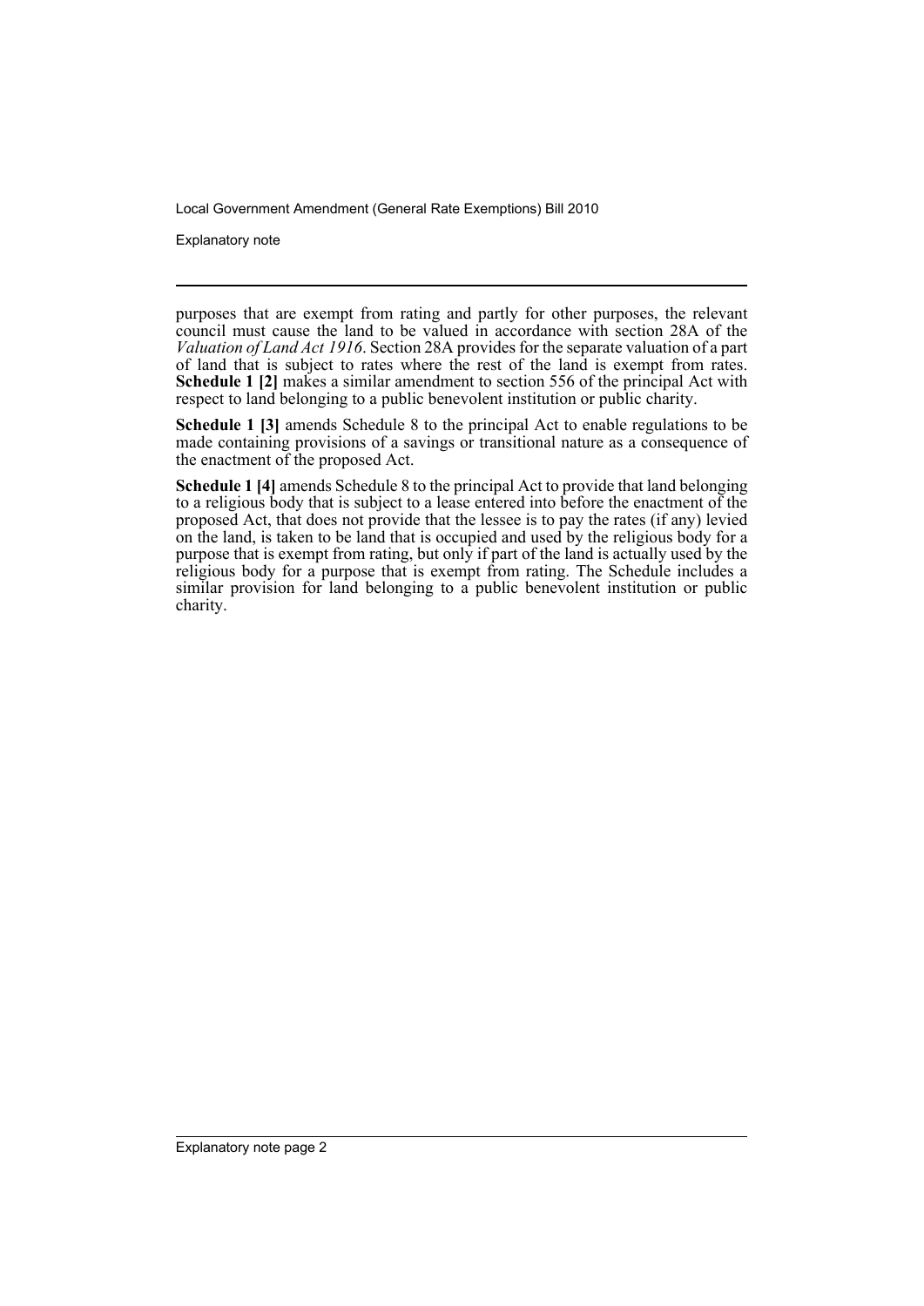purposes that are exempt from rating and partly for other purposes, the relevant council must cause the land to be valued in accordance with section 28A of the *Valuation of Land Act 1916*. Section 28A provides for the separate valuation of a part of land that is subject to rates where the rest of the land is exempt from rates. **Schedule 1 [2]** makes a similar amendment to section 556 of the principal Act with respect to land belonging to a public benevolent institution or public charity.

**Schedule 1 [3]** amends Schedule 8 to the principal Act to enable regulations to be made containing provisions of a savings or transitional nature as a consequence of the enactment of the proposed Act.

**Schedule 1 [4]** amends Schedule 8 to the principal Act to provide that land belonging to a religious body that is subject to a lease entered into before the enactment of the proposed Act, that does not provide that the lessee is to pay the rates (if any) levied on the land, is taken to be land that is occupied and used by the religious body for a purpose that is exempt from rating, but only if part of the land is actually used by the religious body for a purpose that is exempt from rating. The Schedule includes a similar provision for land belonging to a public benevolent institution or public charity.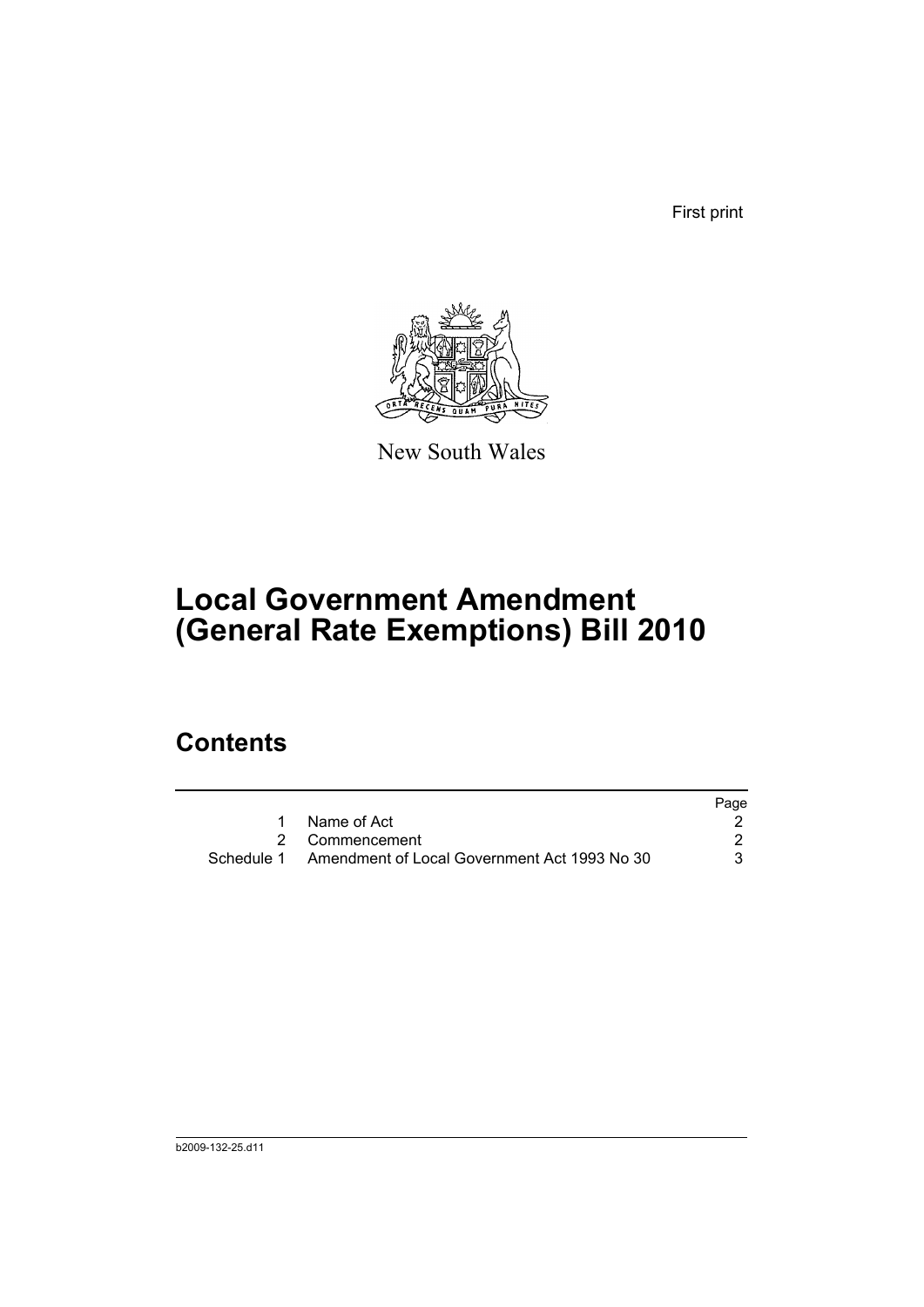First print

New South Wales

# Local Government Amendment (General Rate Exemptions) Bill 2010

## Contents

| | | Page |
|---|---|---|
| 1 | Name of Act | 2 |
| 2 | Commencement | 2 |
| Schedule 1 | Amendment of Local Government Act 1993 No 30 | 3 |

b2009-132-25.d11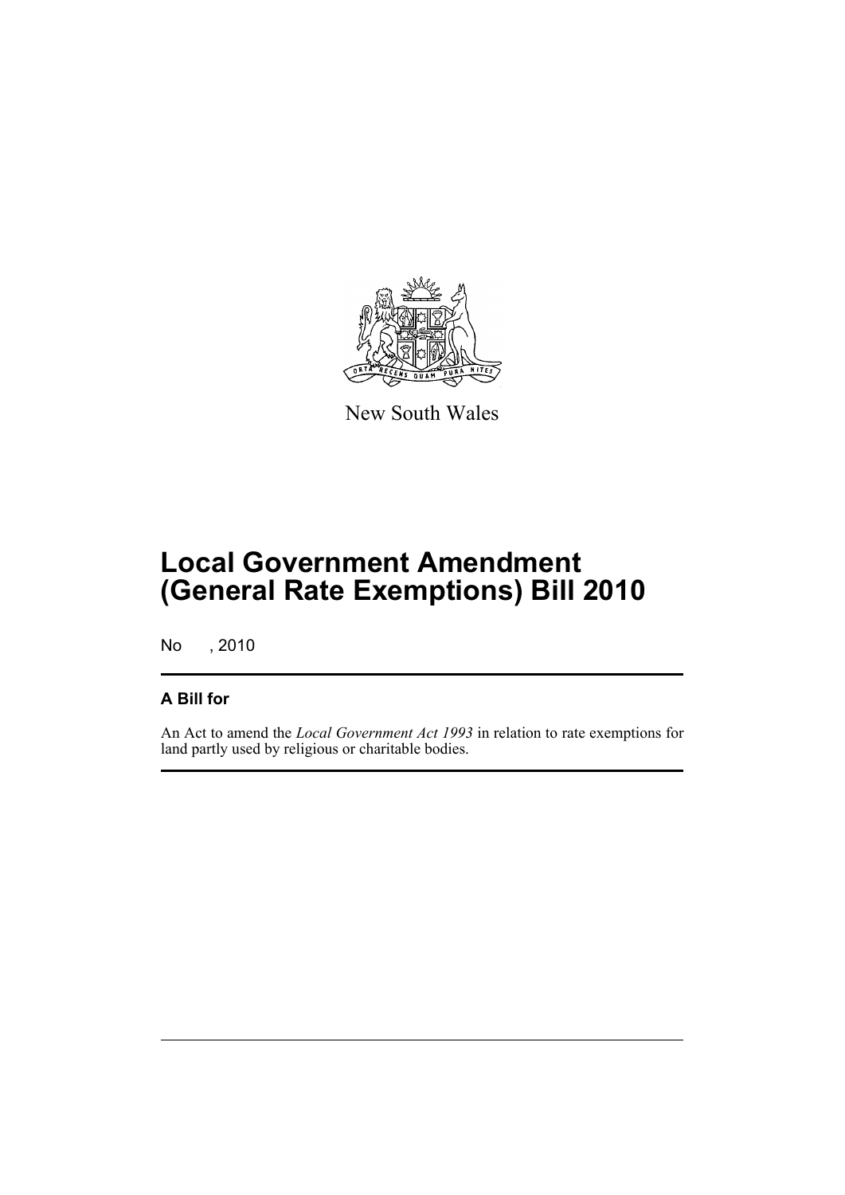New South Wales

# Local Government Amendment (General Rate Exemptions) Bill 2010

No , 2010

## A Bill for

An Act to amend the *Local Government Act 1993* in relation to rate exemptions for land partly used by religious or charitable bodies.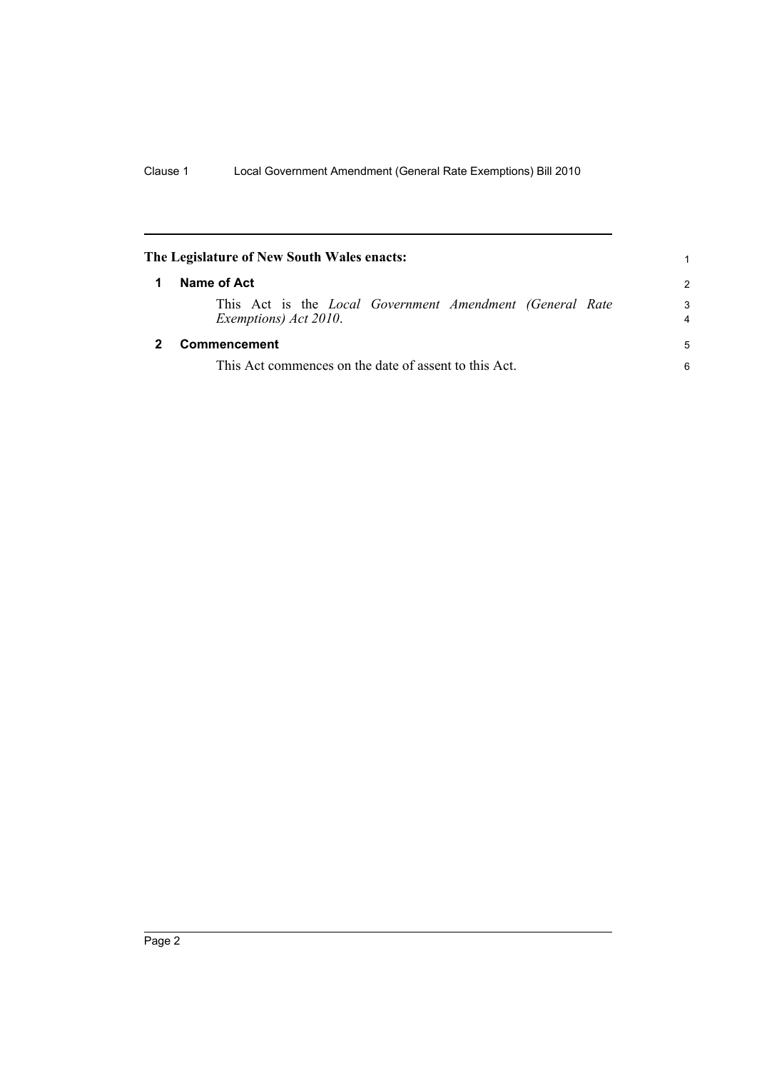**The Legislature of New South Wales enacts:**

## 1 Name of Act

This Act is the *Local Government Amendment (General Rate Exemptions) Act 2010*.

## 2 Commencement

This Act commences on the date of assent to this Act.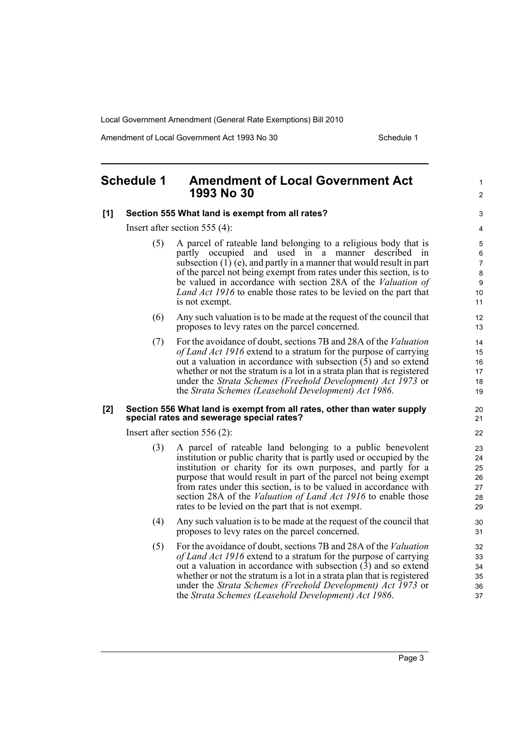## Schedule 1 Amendment of Local Government Act 1993 No 30

**[1] Section 555 What land is exempt from all rates?**

Insert after section 555 (4):

(5) A parcel of rateable land belonging to a religious body that is partly occupied and used in a manner described in subsection (1) (e), and partly in a manner that would result in part of the parcel not being exempt from rates under this section, is to be valued in accordance with section 28A of the *Valuation of Land Act 1916* to enable those rates to be levied on the part that is not exempt.

(6) Any such valuation is to be made at the request of the council that proposes to levy rates on the parcel concerned.

(7) For the avoidance of doubt, sections 7B and 28A of the *Valuation of Land Act 1916* extend to a stratum for the purpose of carrying out a valuation in accordance with subsection (5) and so extend whether or not the stratum is a lot in a strata plan that is registered under the *Strata Schemes (Freehold Development) Act 1973* or the *Strata Schemes (Leasehold Development) Act 1986*.

**[2] Section 556 What land is exempt from all rates, other than water supply special rates and sewerage special rates?**

Insert after section 556 (2):

(3) A parcel of rateable land belonging to a public benevolent institution or public charity that is partly used or occupied by the institution or charity for its own purposes, and partly for a purpose that would result in part of the parcel not being exempt from rates under this section, is to be valued in accordance with section 28A of the *Valuation of Land Act 1916* to enable those rates to be levied on the part that is not exempt.

(4) Any such valuation is to be made at the request of the council that proposes to levy rates on the parcel concerned.

(5) For the avoidance of doubt, sections 7B and 28A of the *Valuation of Land Act 1916* extend to a stratum for the purpose of carrying out a valuation in accordance with subsection (3) and so extend whether or not the stratum is a lot in a strata plan that is registered under the *Strata Schemes (Freehold Development) Act 1973* or the *Strata Schemes (Leasehold Development) Act 1986*.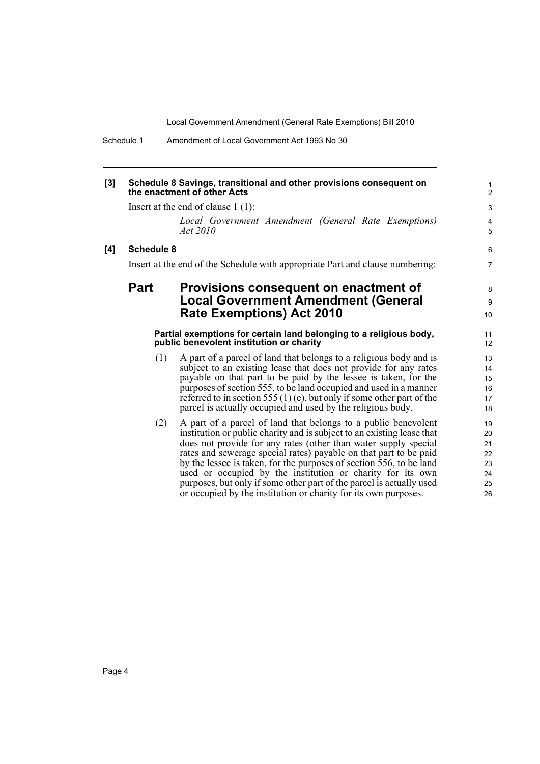**[3] Schedule 8 Savings, transitional and other provisions consequent on the enactment of other Acts**

Insert at the end of clause 1 (1):

*Local Government Amendment (General Rate Exemptions) Act 2010*

**[4] Schedule 8**

Insert at the end of the Schedule with appropriate Part and clause numbering:

## Part Provisions consequent on enactment of Local Government Amendment (General Rate Exemptions) Act 2010

**Partial exemptions for certain land belonging to a religious body, public benevolent institution or charity**

(1) A part of a parcel of land that belongs to a religious body and is subject to an existing lease that does not provide for any rates payable on that part to be paid by the lessee is taken, for the purposes of section 555, to be land occupied and used in a manner referred to in section 555 (1) (e), but only if some other part of the parcel is actually occupied and used by the religious body.

(2) A part of a parcel of land that belongs to a public benevolent institution or public charity and is subject to an existing lease that does not provide for any rates (other than water supply special rates and sewerage special rates) payable on that part to be paid by the lessee is taken, for the purposes of section 556, to be land used or occupied by the institution or charity for its own purposes, but only if some other part of the parcel is actually used or occupied by the institution or charity for its own purposes.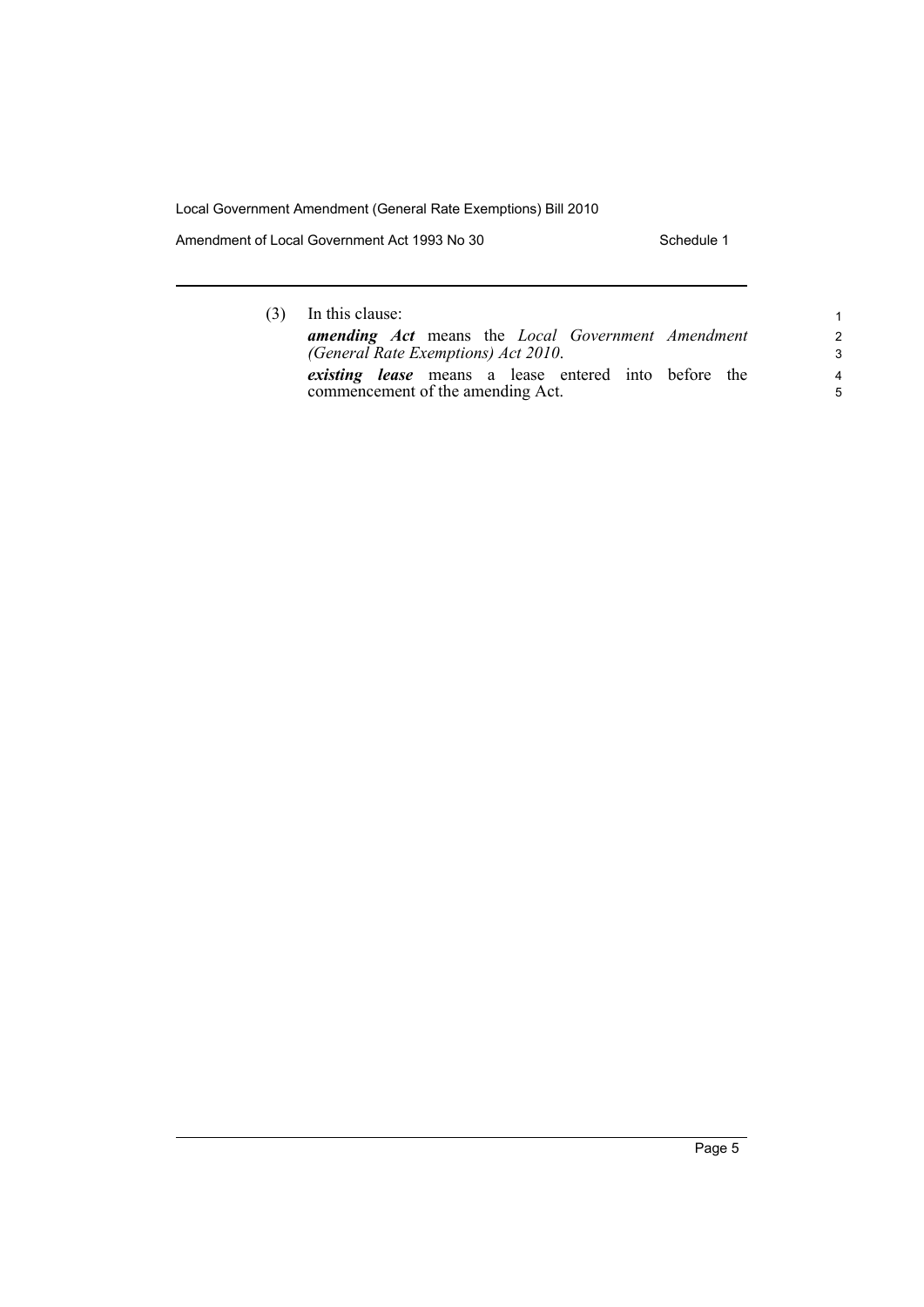(3) In this clause:

***amending Act*** means the *Local Government Amendment (General Rate Exemptions) Act 2010*.

***existing lease*** means a lease entered into before the commencement of the amending Act.